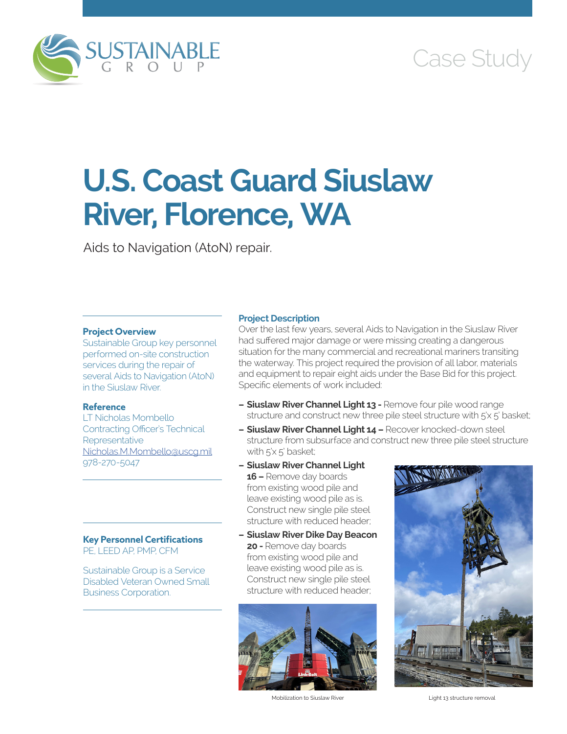SUSTAINABLE GROUP

Case Study

# U.S. Coast Guard Siuslaw River, Florence, WA

Aids to Navigation (AtoN) repair.

### Project Overview

Sustainable Group key personnel performed on-site construction services during the repair of several Aids to Navigation (AtoN) in the Siuslaw River.

### Reference

LT Nicholas Mombello
Contracting Officer's Technical Representative
Nicholas.M.Mombello@uscg.mil
978-270-5047

### Key Personnel Certifications

PE, LEED AP, PMP, CFM

Sustainable Group is a Service Disabled Veteran Owned Small Business Corporation.

### Project Description

Over the last few years, several Aids to Navigation in the Siuslaw River had suffered major damage or were missing creating a dangerous situation for the many commercial and recreational mariners transiting the waterway. This project required the provision of all labor, materials and equipment to repair eight aids under the Base Bid for this project. Specific elements of work included:

- **Siuslaw River Channel Light 13 -** Remove four pile wood range structure and construct new three pile steel structure with 5'x 5' basket;
- **Siuslaw River Channel Light 14 –** Recover knocked-down steel structure from subsurface and construct new three pile steel structure with 5'x 5' basket;
- **Siuslaw River Channel Light 16 –** Remove day boards from existing wood pile and leave existing wood pile as is. Construct new single pile steel structure with reduced header;
- **Siuslaw River Dike Day Beacon 20 -** Remove day boards from existing wood pile and leave existing wood pile as is. Construct new single pile steel structure with reduced header;

Mobilization to Siuslaw River

Light 13 structure removal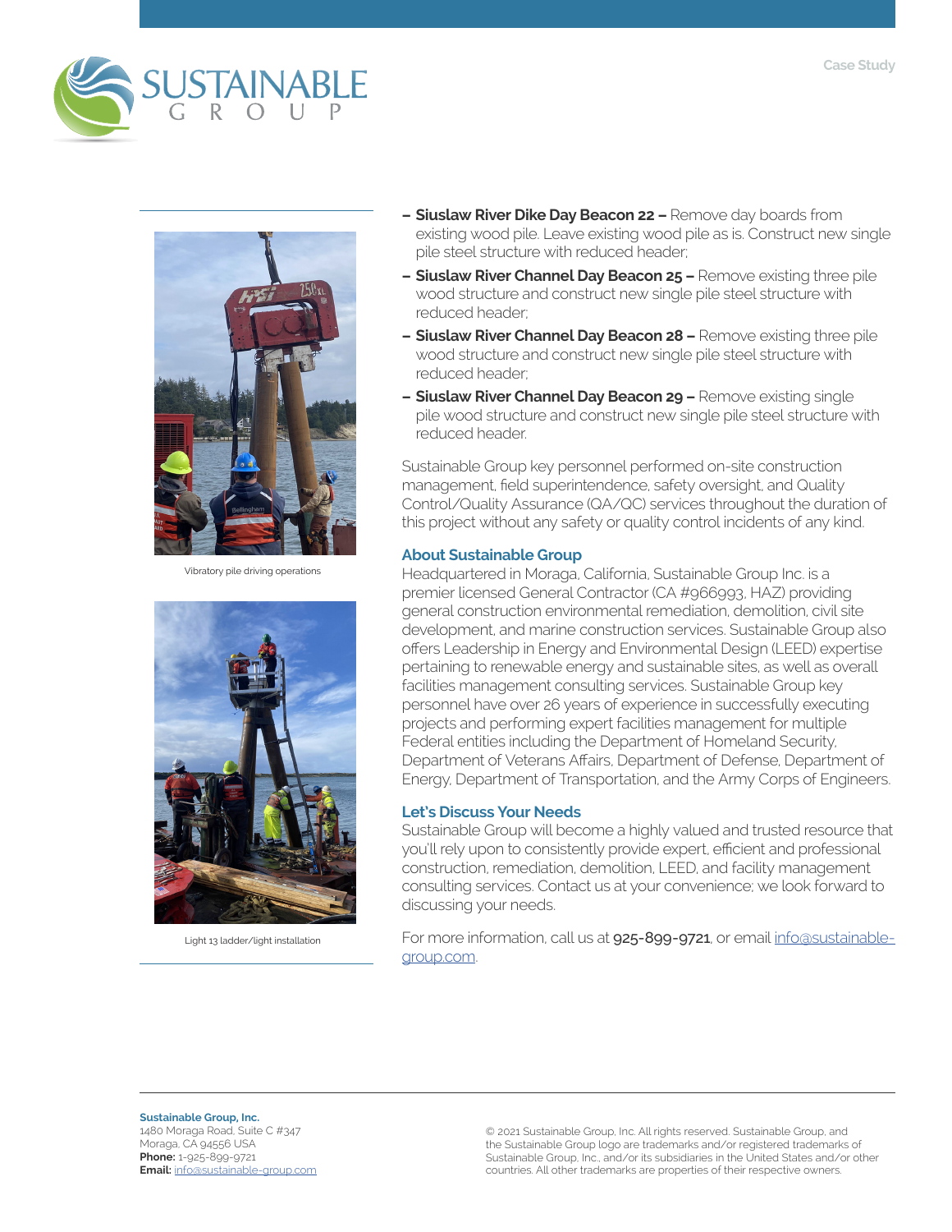- **Siuslaw River Dike Day Beacon 22 –** Remove day boards from existing wood pile. Leave existing wood pile as is. Construct new single pile steel structure with reduced header;
- **Siuslaw River Channel Day Beacon 25 –** Remove existing three pile wood structure and construct new single pile steel structure with reduced header;
- **Siuslaw River Channel Day Beacon 28 –** Remove existing three pile wood structure and construct new single pile steel structure with reduced header;
- **Siuslaw River Channel Day Beacon 29 –** Remove existing single pile wood structure and construct new single pile steel structure with reduced header.

Sustainable Group key personnel performed on-site construction management, field superintendence, safety oversight, and Quality Control/Quality Assurance (QA/QC) services throughout the duration of this project without any safety or quality control incidents of any kind.

Vibratory pile driving operations

Light 13 ladder/light installation

## About Sustainable Group

Headquartered in Moraga, California, Sustainable Group Inc. is a premier licensed General Contractor (CA #966993, HAZ) providing general construction environmental remediation, demolition, civil site development, and marine construction services. Sustainable Group also offers Leadership in Energy and Environmental Design (LEED) expertise pertaining to renewable energy and sustainable sites, as well as overall facilities management consulting services. Sustainable Group key personnel have over 26 years of experience in successfully executing projects and performing expert facilities management for multiple Federal entities including the Department of Homeland Security, Department of Veterans Affairs, Department of Defense, Department of Energy, Department of Transportation, and the Army Corps of Engineers.

## Let's Discuss Your Needs

Sustainable Group will become a highly valued and trusted resource that you'll rely upon to consistently provide expert, efficient and professional construction, remediation, demolition, LEED, and facility management consulting services. Contact us at your convenience; we look forward to discussing your needs.

For more information, call us at 925-899-9721, or email info@sustainable-group.com.

**Sustainable Group, Inc.**
1480 Moraga Road, Suite C #347
Moraga, CA 94556 USA
**Phone:** 1-925-899-9721
**Email:** info@sustainable-group.com

© 2021 Sustainable Group, Inc. All rights reserved. Sustainable Group, and the Sustainable Group logo are trademarks and/or registered trademarks of Sustainable Group, Inc., and/or its subsidiaries in the United States and/or other countries. All other trademarks are properties of their respective owners.